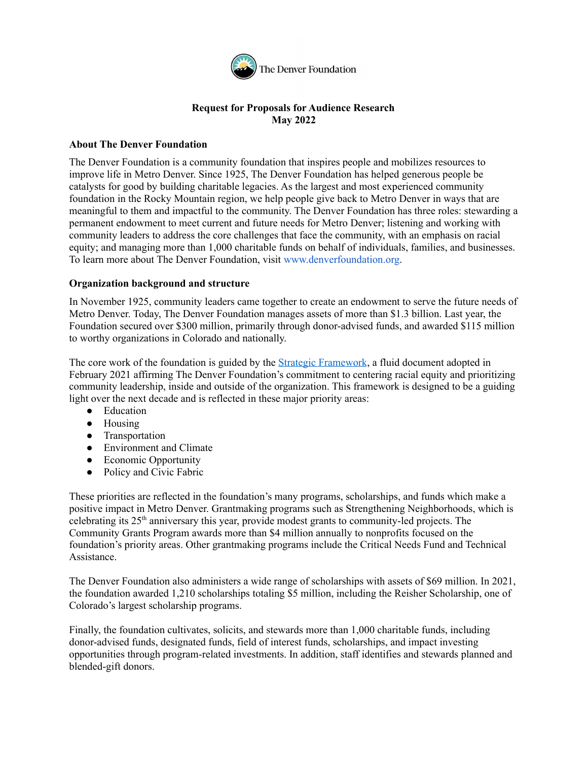The Denver Foundation

**Request for Proposals for Audience Research**
**May 2022**

**About The Denver Foundation**

The Denver Foundation is a community foundation that inspires people and mobilizes resources to improve life in Metro Denver. Since 1925, The Denver Foundation has helped generous people be catalysts for good by building charitable legacies. As the largest and most experienced community foundation in the Rocky Mountain region, we help people give back to Metro Denver in ways that are meaningful to them and impactful to the community. The Denver Foundation has three roles: stewarding a permanent endowment to meet current and future needs for Metro Denver; listening and working with community leaders to address the core challenges that face the community, with an emphasis on racial equity; and managing more than 1,000 charitable funds on behalf of individuals, families, and businesses. To learn more about The Denver Foundation, visit www.denverfoundation.org.

**Organization background and structure**

In November 1925, community leaders came together to create an endowment to serve the future needs of Metro Denver. Today, The Denver Foundation manages assets of more than $1.3 billion. Last year, the Foundation secured over $300 million, primarily through donor-advised funds, and awarded $115 million to worthy organizations in Colorado and nationally.

The core work of the foundation is guided by the Strategic Framework, a fluid document adopted in February 2021 affirming The Denver Foundation's commitment to centering racial equity and prioritizing community leadership, inside and outside of the organization. This framework is designed to be a guiding light over the next decade and is reflected in these major priority areas:

- Education
- Housing
- Transportation
- Environment and Climate
- Economic Opportunity
- Policy and Civic Fabric

These priorities are reflected in the foundation's many programs, scholarships, and funds which make a positive impact in Metro Denver. Grantmaking programs such as Strengthening Neighborhoods, which is celebrating its 25th anniversary this year, provide modest grants to community-led projects. The Community Grants Program awards more than $4 million annually to nonprofits focused on the foundation's priority areas. Other grantmaking programs include the Critical Needs Fund and Technical Assistance.

The Denver Foundation also administers a wide range of scholarships with assets of $69 million. In 2021, the foundation awarded 1,210 scholarships totaling $5 million, including the Reisher Scholarship, one of Colorado's largest scholarship programs.

Finally, the foundation cultivates, solicits, and stewards more than 1,000 charitable funds, including donor-advised funds, designated funds, field of interest funds, scholarships, and impact investing opportunities through program-related investments. In addition, staff identifies and stewards planned and blended-gift donors.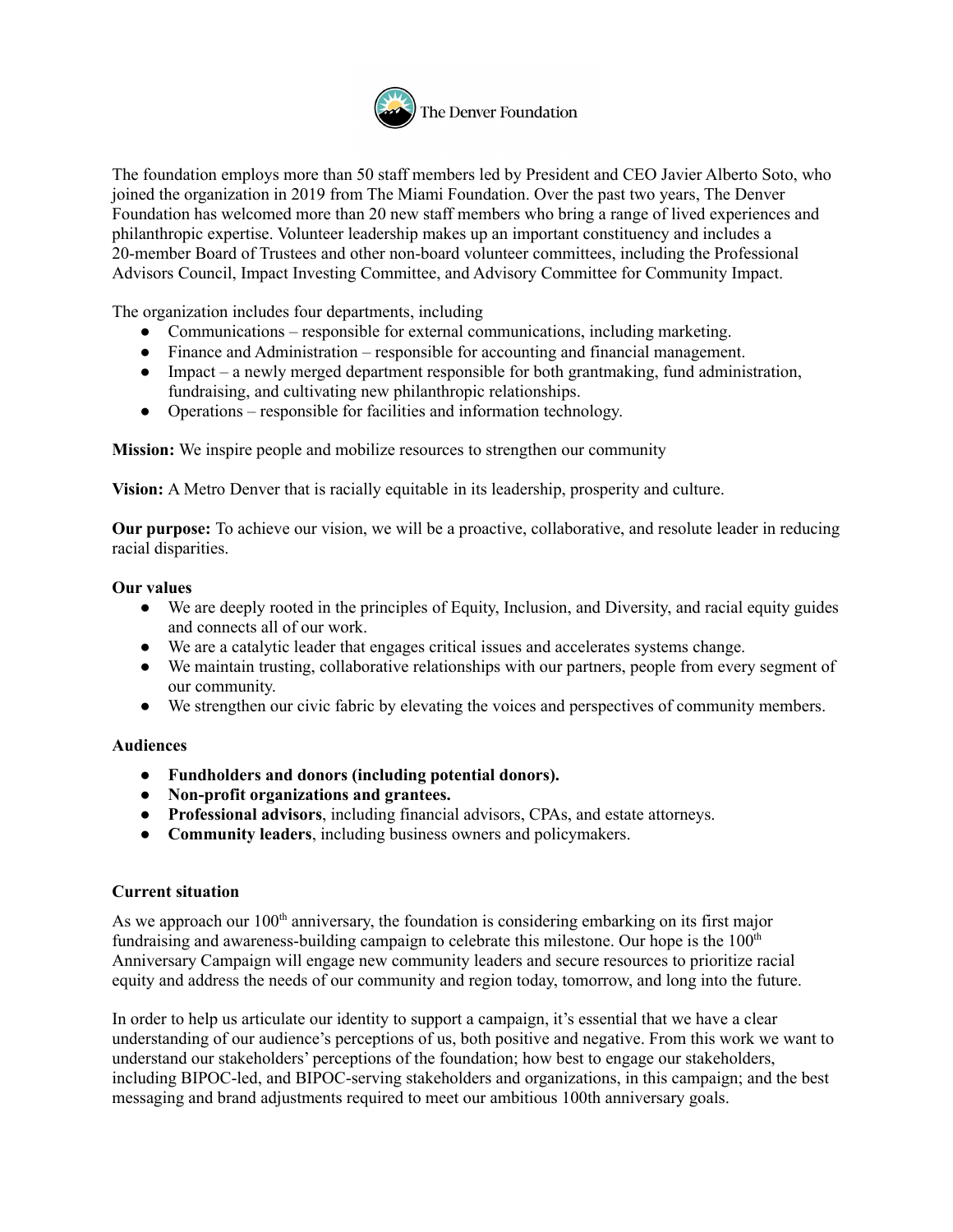The foundation employs more than 50 staff members led by President and CEO Javier Alberto Soto, who joined the organization in 2019 from The Miami Foundation. Over the past two years, The Denver Foundation has welcomed more than 20 new staff members who bring a range of lived experiences and philanthropic expertise. Volunteer leadership makes up an important constituency and includes a 20-member Board of Trustees and other non-board volunteer committees, including the Professional Advisors Council, Impact Investing Committee, and Advisory Committee for Community Impact.

The organization includes four departments, including

- Communications – responsible for external communications, including marketing.
- Finance and Administration – responsible for accounting and financial management.
- Impact – a newly merged department responsible for both grantmaking, fund administration, fundraising, and cultivating new philanthropic relationships.
- Operations – responsible for facilities and information technology.

**Mission:** We inspire people and mobilize resources to strengthen our community

**Vision:** A Metro Denver that is racially equitable in its leadership, prosperity and culture.

**Our purpose:** To achieve our vision, we will be a proactive, collaborative, and resolute leader in reducing racial disparities.

**Our values**

- We are deeply rooted in the principles of Equity, Inclusion, and Diversity, and racial equity guides and connects all of our work.
- We are a catalytic leader that engages critical issues and accelerates systems change.
- We maintain trusting, collaborative relationships with our partners, people from every segment of our community.
- We strengthen our civic fabric by elevating the voices and perspectives of community members.

**Audiences**

- **Fundholders and donors (including potential donors).**
- **Non-profit organizations and grantees.**
- **Professional advisors**, including financial advisors, CPAs, and estate attorneys.
- **Community leaders**, including business owners and policymakers.

**Current situation**

As we approach our 100th anniversary, the foundation is considering embarking on its first major fundraising and awareness-building campaign to celebrate this milestone. Our hope is the 100th Anniversary Campaign will engage new community leaders and secure resources to prioritize racial equity and address the needs of our community and region today, tomorrow, and long into the future.

In order to help us articulate our identity to support a campaign, it's essential that we have a clear understanding of our audience's perceptions of us, both positive and negative. From this work we want to understand our stakeholders' perceptions of the foundation; how best to engage our stakeholders, including BIPOC-led, and BIPOC-serving stakeholders and organizations, in this campaign; and the best messaging and brand adjustments required to meet our ambitious 100th anniversary goals.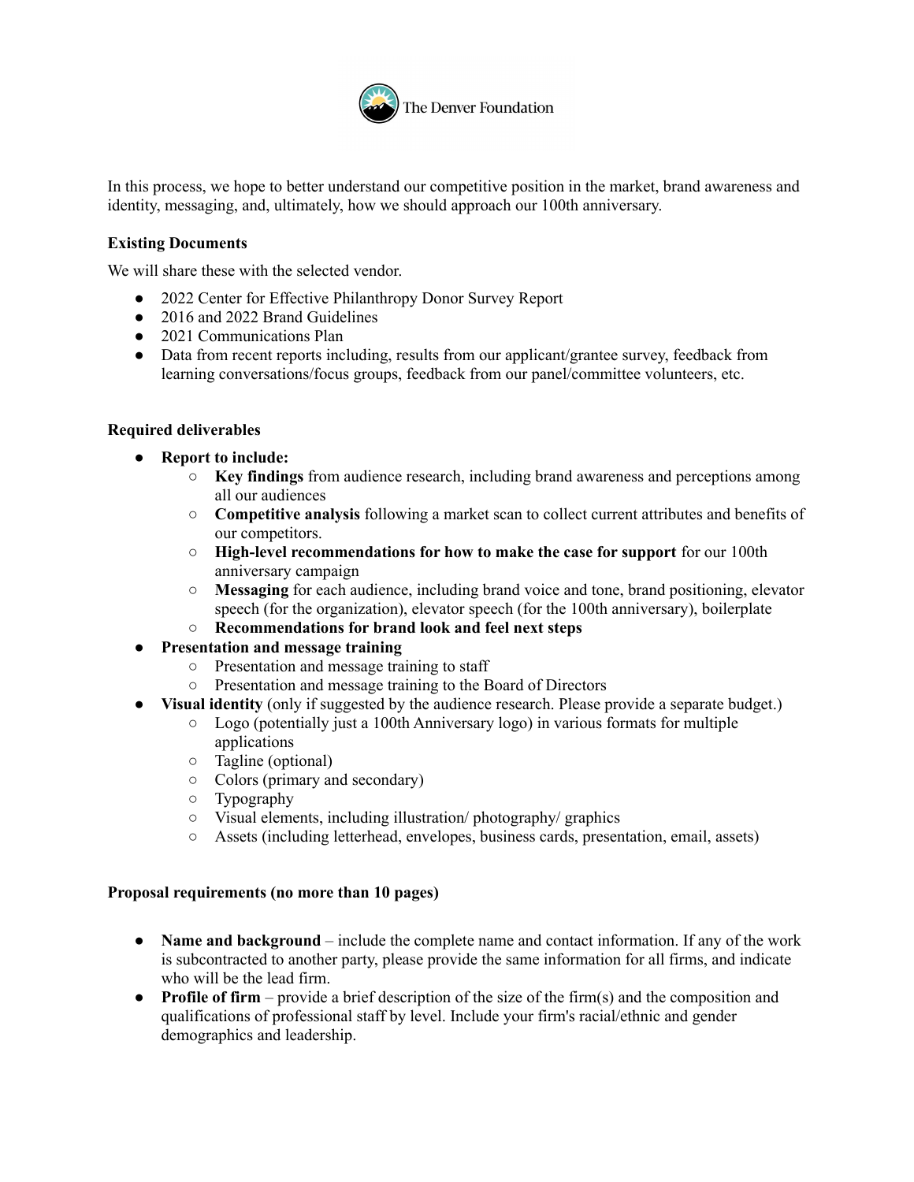The Denver Foundation

In this process, we hope to better understand our competitive position in the market, brand awareness and identity, messaging, and, ultimately, how we should approach our 100th anniversary.

**Existing Documents**

We will share these with the selected vendor.

- 2022 Center for Effective Philanthropy Donor Survey Report
- 2016 and 2022 Brand Guidelines
- 2021 Communications Plan
- Data from recent reports including, results from our applicant/grantee survey, feedback from learning conversations/focus groups, feedback from our panel/committee volunteers, etc.

**Required deliverables**

- **Report to include:**
  - **Key findings** from audience research, including brand awareness and perceptions among all our audiences
  - **Competitive analysis** following a market scan to collect current attributes and benefits of our competitors.
  - **High-level recommendations for how to make the case for support** for our 100th anniversary campaign
  - **Messaging** for each audience, including brand voice and tone, brand positioning, elevator speech (for the organization), elevator speech (for the 100th anniversary), boilerplate
  - **Recommendations for brand look and feel next steps**
- **Presentation and message training**
  - Presentation and message training to staff
  - Presentation and message training to the Board of Directors
- **Visual identity** (only if suggested by the audience research. Please provide a separate budget.)
  - Logo (potentially just a 100th Anniversary logo) in various formats for multiple applications
  - Tagline (optional)
  - Colors (primary and secondary)
  - Typography
  - Visual elements, including illustration/ photography/ graphics
  - Assets (including letterhead, envelopes, business cards, presentation, email, assets)

**Proposal requirements (no more than 10 pages)**

- **Name and background** – include the complete name and contact information. If any of the work is subcontracted to another party, please provide the same information for all firms, and indicate who will be the lead firm.
- **Profile of firm** – provide a brief description of the size of the firm(s) and the composition and qualifications of professional staff by level. Include your firm's racial/ethnic and gender demographics and leadership.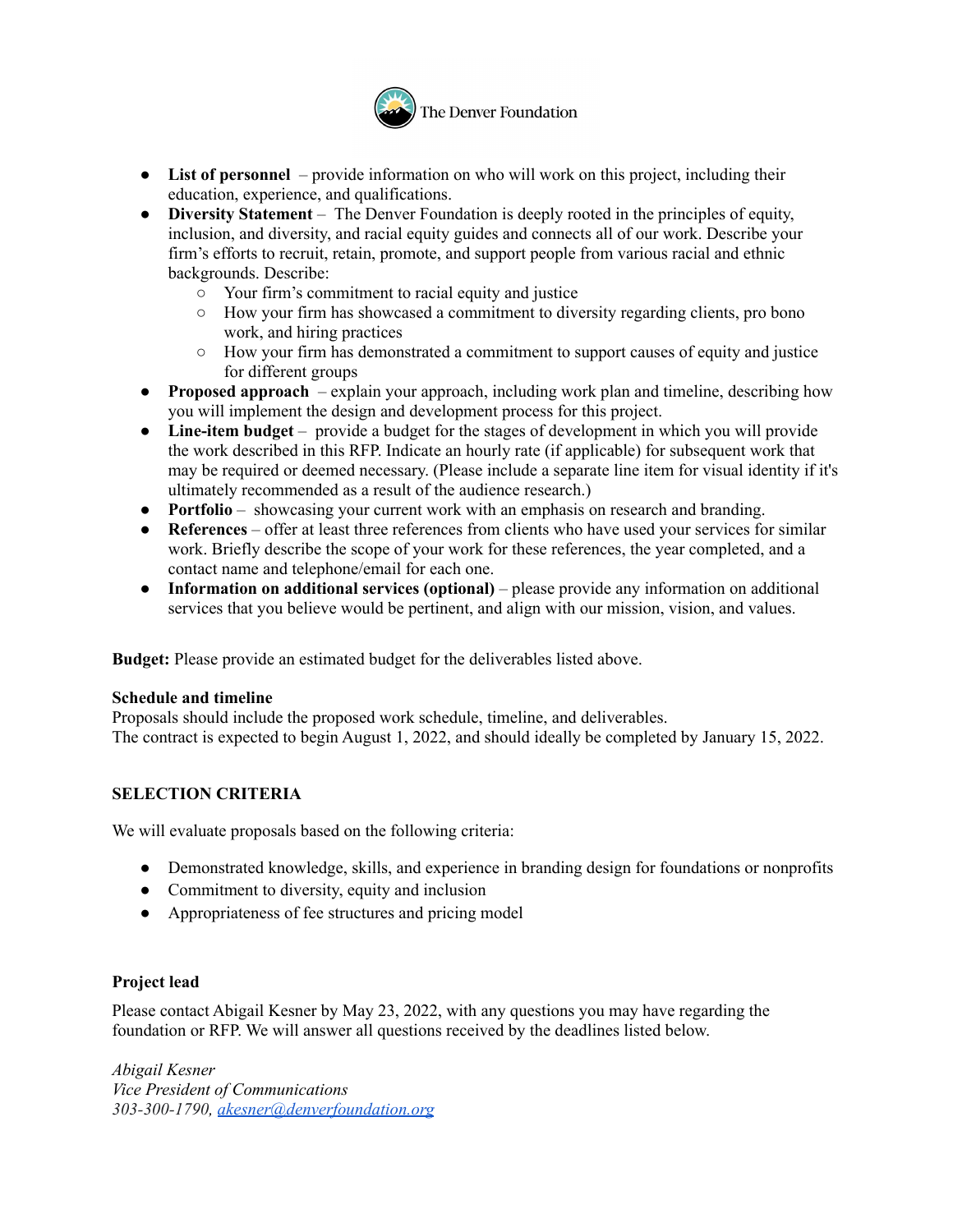- **List of personnel** – provide information on who will work on this project, including their education, experience, and qualifications.
- **Diversity Statement** – The Denver Foundation is deeply rooted in the principles of equity, inclusion, and diversity, and racial equity guides and connects all of our work. Describe your firm's efforts to recruit, retain, promote, and support people from various racial and ethnic backgrounds. Describe:
  - Your firm's commitment to racial equity and justice
  - How your firm has showcased a commitment to diversity regarding clients, pro bono work, and hiring practices
  - How your firm has demonstrated a commitment to support causes of equity and justice for different groups
- **Proposed approach** – explain your approach, including work plan and timeline, describing how you will implement the design and development process for this project.
- **Line-item budget** – provide a budget for the stages of development in which you will provide the work described in this RFP. Indicate an hourly rate (if applicable) for subsequent work that may be required or deemed necessary. (Please include a separate line item for visual identity if it's ultimately recommended as a result of the audience research.)
- **Portfolio** – showcasing your current work with an emphasis on research and branding.
- **References** – offer at least three references from clients who have used your services for similar work. Briefly describe the scope of your work for these references, the year completed, and a contact name and telephone/email for each one.
- **Information on additional services (optional)** – please provide any information on additional services that you believe would be pertinent, and align with our mission, vision, and values.

**Budget:** Please provide an estimated budget for the deliverables listed above.

**Schedule and timeline**

Proposals should include the proposed work schedule, timeline, and deliverables.
The contract is expected to begin August 1, 2022, and should ideally be completed by January 15, 2022.

## SELECTION CRITERIA

We will evaluate proposals based on the following criteria:

- Demonstrated knowledge, skills, and experience in branding design for foundations or nonprofits
- Commitment to diversity, equity and inclusion
- Appropriateness of fee structures and pricing model

**Project lead**

Please contact Abigail Kesner by May 23, 2022, with any questions you may have regarding the foundation or RFP. We will answer all questions received by the deadlines listed below.

*Abigail Kesner*
*Vice President of Communications*
*303-300-1790, akesner@denverfoundation.org*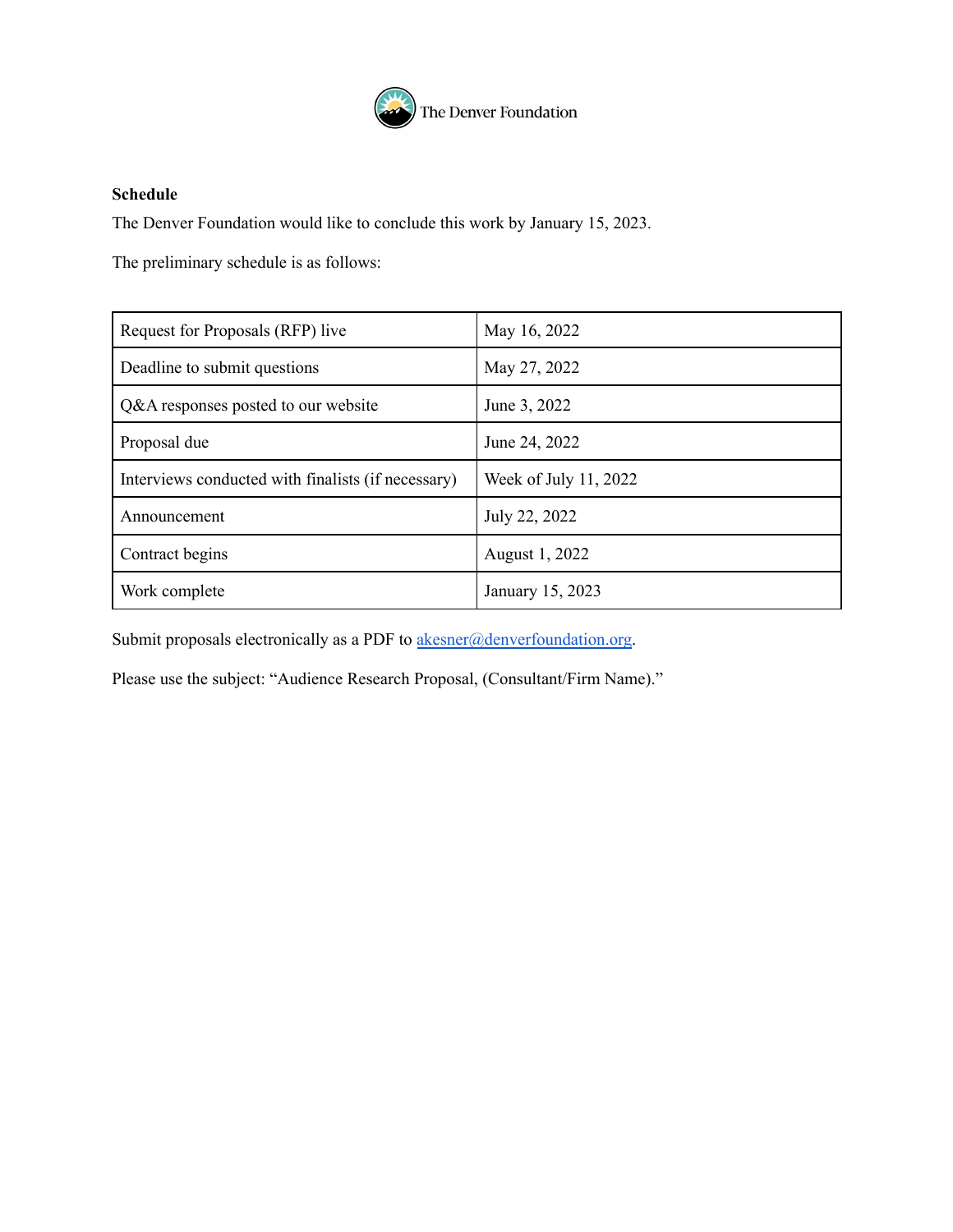**Schedule**

The Denver Foundation would like to conclude this work by January 15, 2023.

The preliminary schedule is as follows:

| | |
|---|---|
| Request for Proposals (RFP) live | May 16, 2022 |
| Deadline to submit questions | May 27, 2022 |
| Q&A responses posted to our website | June 3, 2022 |
| Proposal due | June 24, 2022 |
| Interviews conducted with finalists (if necessary) | Week of July 11, 2022 |
| Announcement | July 22, 2022 |
| Contract begins | August 1, 2022 |
| Work complete | January 15, 2023 |

Submit proposals electronically as a PDF to akesner@denverfoundation.org.

Please use the subject: "Audience Research Proposal, (Consultant/Firm Name)."